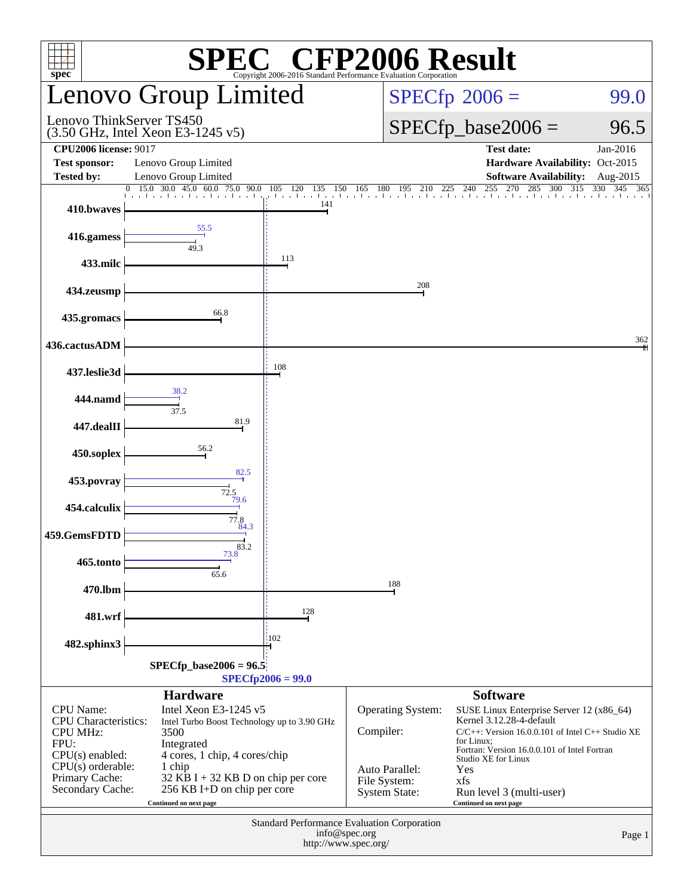# SPEC® CFP2006 Result

Copyright 2006-2016 Standard Performance Evaluation Corporation

## Lenovo Group Limited

Lenovo ThinkServer TS450
(3.50 GHz, Intel Xeon E3-1245 v5)

SPECfp 2006 = 99.0

SPECfp_base2006 = 96.5

| | | | |
|---|---|---|---|
| **CPU2006 license:** 9017 | | **Test date:** | Jan-2016 |
| **Test sponsor:** | Lenovo Group Limited | **Hardware Availability:** | Oct-2015 |
| **Tested by:** | Lenovo Group Limited | **Software Availability:** | Aug-2015 |

| Benchmark | Peak | Base |
|---|---|---|
| 410.bwaves | | 141 |
| 416.gamess | 55.5 | 49.3 |
| 433.milc | | 113 |
| 434.zeusmp | | 208 |
| 435.gromacs | | 66.8 |
| 436.cactusADM | | 362 |
| 437.leslie3d | | 108 |
| 444.namd | 38.2 | 37.5 |
| 447.dealII | | 81.9 |
| 450.soplex | | 56.2 |
| 453.povray | 82.5 | 72.5 |
| 454.calculix | 79.6 | 77.8 |
| 459.GemsFDTD | 84.3 | 83.2 |
| 465.tonto | 73.8 | 65.6 |
| 470.lbm | | 188 |
| 481.wrf | | 128 |
| 482.sphinx3 | | 102 |

SPECfp_base2006 = 96.5

SPECfp2006 = 99.0

### Hardware

| | |
|---|---|
| CPU Name: | Intel Xeon E3-1245 v5 |
| CPU Characteristics: | Intel Turbo Boost Technology up to 3.90 GHz |
| CPU MHz: | 3500 |
| FPU: | Integrated |
| CPU(s) enabled: | 4 cores, 1 chip, 4 cores/chip |
| CPU(s) orderable: | 1 chip |
| Primary Cache: | 32 KB I + 32 KB D on chip per core |
| Secondary Cache: | 256 KB I+D on chip per core |

Continued on next page

### Software

| | |
|---|---|
| Operating System: | SUSE Linux Enterprise Server 12 (x86_64) Kernel 3.12.28-4-default |
| Compiler: | C/C++: Version 16.0.0.101 of Intel C++ Studio XE for Linux; Fortran: Version 16.0.0.101 of Intel Fortran Studio XE for Linux |
| Auto Parallel: | Yes |
| File System: | xfs |
| System State: | Run level 3 (multi-user) |

Continued on next page

Standard Performance Evaluation Corporation
info@spec.org
http://www.spec.org/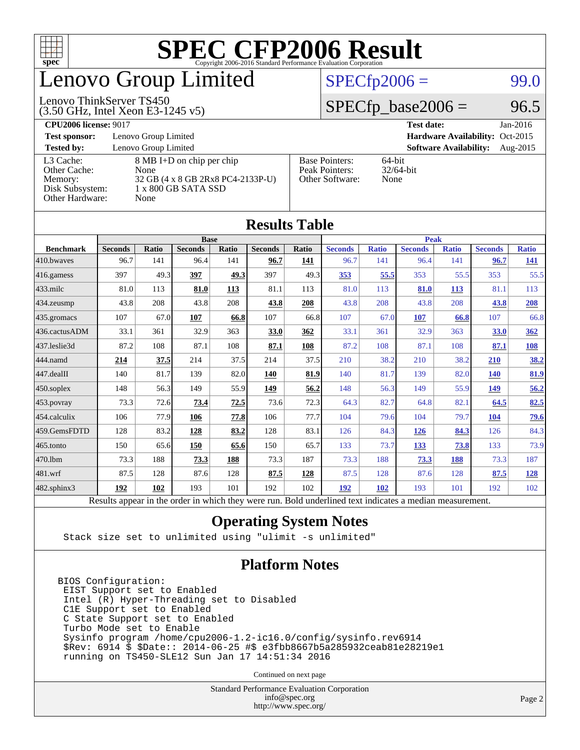# SPEC CFP2006 Result

Copyright 2006-2016 Standard Performance Evaluation Corporation

# Lenovo Group Limited

Lenovo ThinkServer TS450
(3.50 GHz, Intel Xeon E3-1245 v5)

SPECfp2006 = 99.0

SPECfp_base2006 = 96.5

| | | | |
|---|---|---|---|
| **CPU2006 license:** 9017 | | **Test date:** | Jan-2016 |
| **Test sponsor:** | Lenovo Group Limited | **Hardware Availability:** | Oct-2015 |
| **Tested by:** | Lenovo Group Limited | **Software Availability:** | Aug-2015 |

| | | | |
|---|---|---|---|
| L3 Cache: | 8 MB I+D on chip per chip | Base Pointers: | 64-bit |
| Other Cache: | None | Peak Pointers: | 32/64-bit |
| Memory: | 32 GB (4 x 8 GB 2Rx8 PC4-2133P-U) | Other Software: | None |
| Disk Subsystem: | 1 x 800 GB SATA SSD | | |
| Other Hardware: | None | | |

## Results Table

| | Base | | | | | | Peak | | | | | |
|---|---|---|---|---|---|---|---|---|---|---|---|---|
| **Benchmark** | **Seconds** | **Ratio** | **Seconds** | **Ratio** | **Seconds** | **Ratio** | **Seconds** | **Ratio** | **Seconds** | **Ratio** | **Seconds** | **Ratio** |
| 410.bwaves | 96.7 | 141 | 96.4 | 141 | **96.7** | **141** | 96.7 | 141 | 96.4 | 141 | **96.7** | **141** |
| 416.gamess | 397 | 49.3 | **397** | **49.3** | 397 | 49.3 | **353** | **55.5** | 353 | 55.5 | 353 | 55.5 |
| 433.milc | 81.0 | 113 | **81.0** | **113** | 81.1 | 113 | 81.0 | 113 | **81.0** | **113** | 81.1 | 113 |
| 434.zeusmp | 43.8 | 208 | 43.8 | 208 | **43.8** | **208** | 43.8 | 208 | 43.8 | 208 | **43.8** | **208** |
| 435.gromacs | 107 | 67.0 | **107** | **66.8** | 107 | 66.8 | 107 | 67.0 | **107** | **66.8** | 107 | 66.8 |
| 436.cactusADM | 33.1 | 361 | 32.9 | 363 | **33.0** | **362** | 33.1 | 361 | 32.9 | 363 | **33.0** | **362** |
| 437.leslie3d | 87.2 | 108 | 87.1 | 108 | **87.1** | **108** | 87.2 | 108 | 87.1 | 108 | **87.1** | **108** |
| 444.namd | **214** | **37.5** | 214 | 37.5 | 214 | 37.5 | 210 | 38.2 | 210 | 38.2 | **210** | **38.2** |
| 447.dealII | 140 | 81.7 | 139 | 82.0 | **140** | **81.9** | 140 | 81.7 | 139 | 82.0 | **140** | **81.9** |
| 450.soplex | 148 | 56.3 | 149 | 55.9 | **149** | **56.2** | 148 | 56.3 | 149 | 55.9 | **149** | **56.2** |
| 453.povray | 73.3 | 72.6 | **73.4** | **72.5** | 73.6 | 72.3 | 64.3 | 82.7 | 64.8 | 82.1 | **64.5** | **82.5** |
| 454.calculix | 106 | 77.9 | **106** | **77.8** | 106 | 77.7 | 104 | 79.6 | 104 | 79.7 | **104** | **79.6** |
| 459.GemsFDTD | 128 | 83.2 | **128** | **83.2** | 128 | 83.1 | 126 | 84.3 | **126** | **84.3** | 126 | 84.3 |
| 465.tonto | 150 | 65.6 | **150** | **65.6** | 150 | 65.7 | 133 | 73.7 | **133** | **73.8** | 133 | 73.9 |
| 470.lbm | 73.3 | 188 | **73.3** | **188** | 73.3 | 187 | 73.3 | 188 | **73.3** | **188** | 73.3 | 187 |
| 481.wrf | 87.5 | 128 | 87.6 | 128 | **87.5** | **128** | 87.5 | 128 | 87.6 | 128 | **87.5** | **128** |
| 482.sphinx3 | **192** | **102** | 193 | 101 | 192 | 102 | **192** | **102** | 193 | 101 | 192 | 102 |

Results appear in the order in which they were run. Bold underlined text indicates a median measurement.

## Operating System Notes

```
Stack size set to unlimited using "ulimit -s unlimited"
```

## Platform Notes

```
BIOS Configuration:
 EIST Support set to Enabled
 Intel (R) Hyper-Threading set to Disabled
 C1E Support set to Enabled
 C State Support set to Enabled
 Turbo Mode set to Enable
 Sysinfo program /home/cpu2006-1.2-ic16.0/config/sysinfo.rev6914
 $Rev: 6914 $ $Date:: 2014-06-25 #$ e3fbb8667b5a285932ceab81e28219e1
 running on TS450-SLE12 Sun Jan 17 14:51:34 2016
```

Continued on next page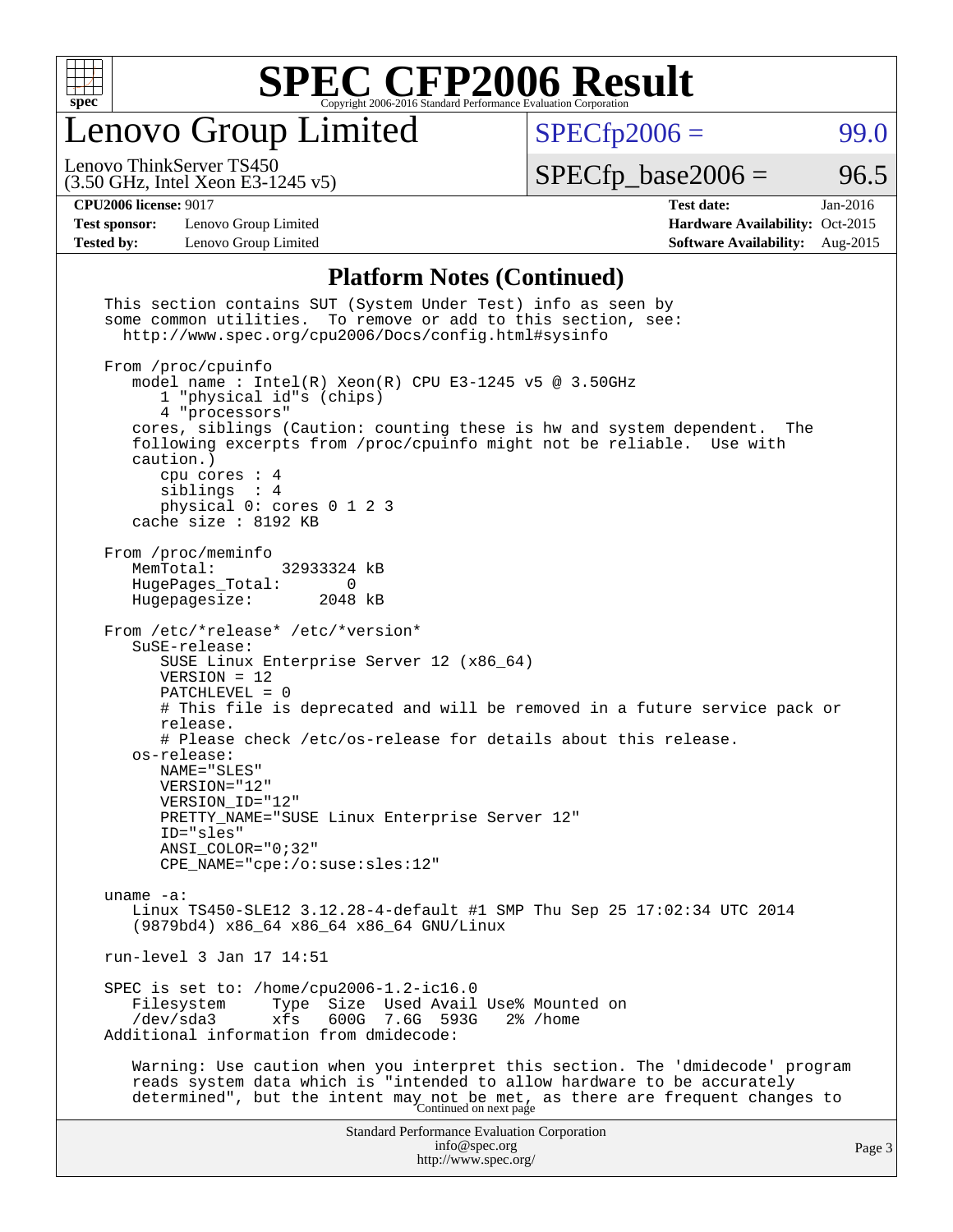# SPEC CFP2006 Result

Copyright 2006-2016 Standard Performance Evaluation Corporation

## Lenovo Group Limited

Lenovo ThinkServer TS450
(3.50 GHz, Intel Xeon E3-1245 v5)

SPECfp2006 = 99.0

SPECfp_base2006 = 96.5

| | | | |
|---|---|---|---|
| **CPU2006 license:** 9017 | | **Test date:** | Jan-2016 |
| **Test sponsor:** | Lenovo Group Limited | **Hardware Availability:** | Oct-2015 |
| **Tested by:** | Lenovo Group Limited | **Software Availability:** | Aug-2015 |

### Platform Notes (Continued)

```
This section contains SUT (System Under Test) info as seen by
some common utilities.  To remove or add to this section, see:
  http://www.spec.org/cpu2006/Docs/config.html#sysinfo

From /proc/cpuinfo
   model name : Intel(R) Xeon(R) CPU E3-1245 v5 @ 3.50GHz
      1 "physical id"s (chips)
      4 "processors"
   cores, siblings (Caution: counting these is hw and system dependent.  The
   following excerpts from /proc/cpuinfo might not be reliable.  Use with
   caution.)
      cpu cores : 4
      siblings  : 4
      physical 0: cores 0 1 2 3
   cache size : 8192 KB

From /proc/meminfo
   MemTotal:       32933324 kB
   HugePages_Total:       0
   Hugepagesize:       2048 kB

From /etc/*release* /etc/*version*
   SuSE-release:
      SUSE Linux Enterprise Server 12 (x86_64)
      VERSION = 12
      PATCHLEVEL = 0
      # This file is deprecated and will be removed in a future service pack or
      release.
      # Please check /etc/os-release for details about this release.
   os-release:
      NAME="SLES"
      VERSION="12"
      VERSION_ID="12"
      PRETTY_NAME="SUSE Linux Enterprise Server 12"
      ID="sles"
      ANSI_COLOR="0;32"
      CPE_NAME="cpe:/o:suse:sles:12"

uname -a:
   Linux TS450-SLE12 3.12.28-4-default #1 SMP Thu Sep 25 17:02:34 UTC 2014
   (9879bd4) x86_64 x86_64 x86_64 GNU/Linux

run-level 3 Jan 17 14:51

SPEC is set to: /home/cpu2006-1.2-ic16.0
   Filesystem     Type  Size  Used Avail Use% Mounted on
   /dev/sda3      xfs   600G  7.6G  593G   2% /home
Additional information from dmidecode:

   Warning: Use caution when you interpret this section. The 'dmidecode' program
   reads system data which is "intended to allow hardware to be accurately
   determined", but the intent may not be met, as there are frequent changes to
```

Continued on next page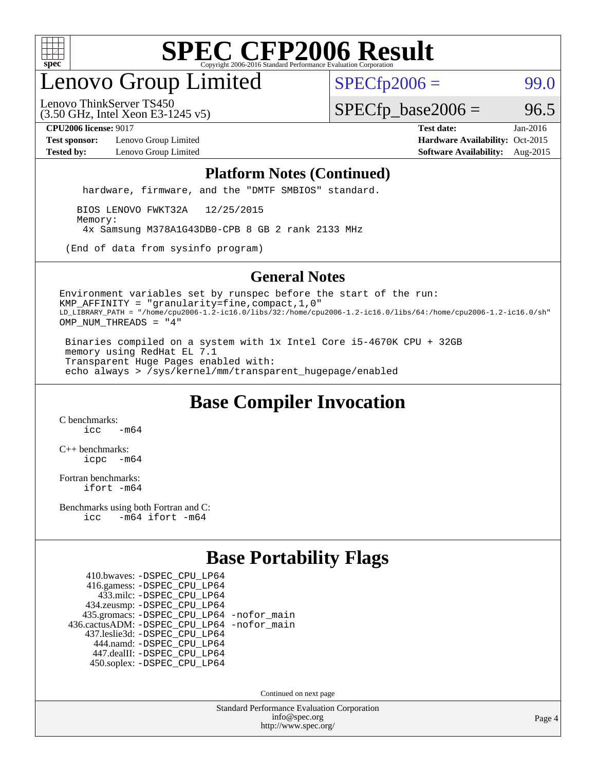# SPEC CFP2006 Result

Copyright 2006-2016 Standard Performance Evaluation Corporation

## Lenovo Group Limited

Lenovo ThinkServer TS450
(3.50 GHz, Intel Xeon E3-1245 v5)

SPECfp2006 = 99.0

SPECfp_base2006 = 96.5

**CPU2006 license:** 9017
**Test sponsor:** Lenovo Group Limited
**Tested by:** Lenovo Group Limited

**Test date:** Jan-2016
**Hardware Availability:** Oct-2015
**Software Availability:** Aug-2015

### Platform Notes (Continued)

```
    hardware, firmware, and the "DMTF SMBIOS" standard.

   BIOS LENOVO FWKT32A   12/25/2015
   Memory:
    4x Samsung M378A1G43DB0-CPB 8 GB 2 rank 2133 MHz

 (End of data from sysinfo program)
```

### General Notes

```
Environment variables set by runspec before the start of the run:
KMP_AFFINITY = "granularity=fine,compact,1,0"
LD_LIBRARY_PATH = "/home/cpu2006-1.2-ic16.0/libs/32:/home/cpu2006-1.2-ic16.0/libs/64:/home/cpu2006-1.2-ic16.0/sh"
OMP_NUM_THREADS = "4"

 Binaries compiled on a system with 1x Intel Core i5-4670K CPU + 32GB
 memory using RedHat EL 7.1
 Transparent Huge Pages enabled with:
 echo always > /sys/kernel/mm/transparent_hugepage/enabled
```

## Base Compiler Invocation

C benchmarks:
```
icc   -m64
```

C++ benchmarks:
```
icpc  -m64
```

Fortran benchmarks:
```
ifort -m64
```

Benchmarks using both Fortran and C:
```
icc   -m64 ifort -m64
```

## Base Portability Flags

```
     410.bwaves: -DSPEC_CPU_LP64
     416.gamess: -DSPEC_CPU_LP64
       433.milc: -DSPEC_CPU_LP64
     434.zeusmp: -DSPEC_CPU_LP64
    435.gromacs: -DSPEC_CPU_LP64 -nofor_main
 436.cactusADM: -DSPEC_CPU_LP64 -nofor_main
    437.leslie3d: -DSPEC_CPU_LP64
      444.namd: -DSPEC_CPU_LP64
     447.dealII: -DSPEC_CPU_LP64
     450.soplex: -DSPEC_CPU_LP64
```

Continued on next page

Standard Performance Evaluation Corporation
info@spec.org
http://www.spec.org/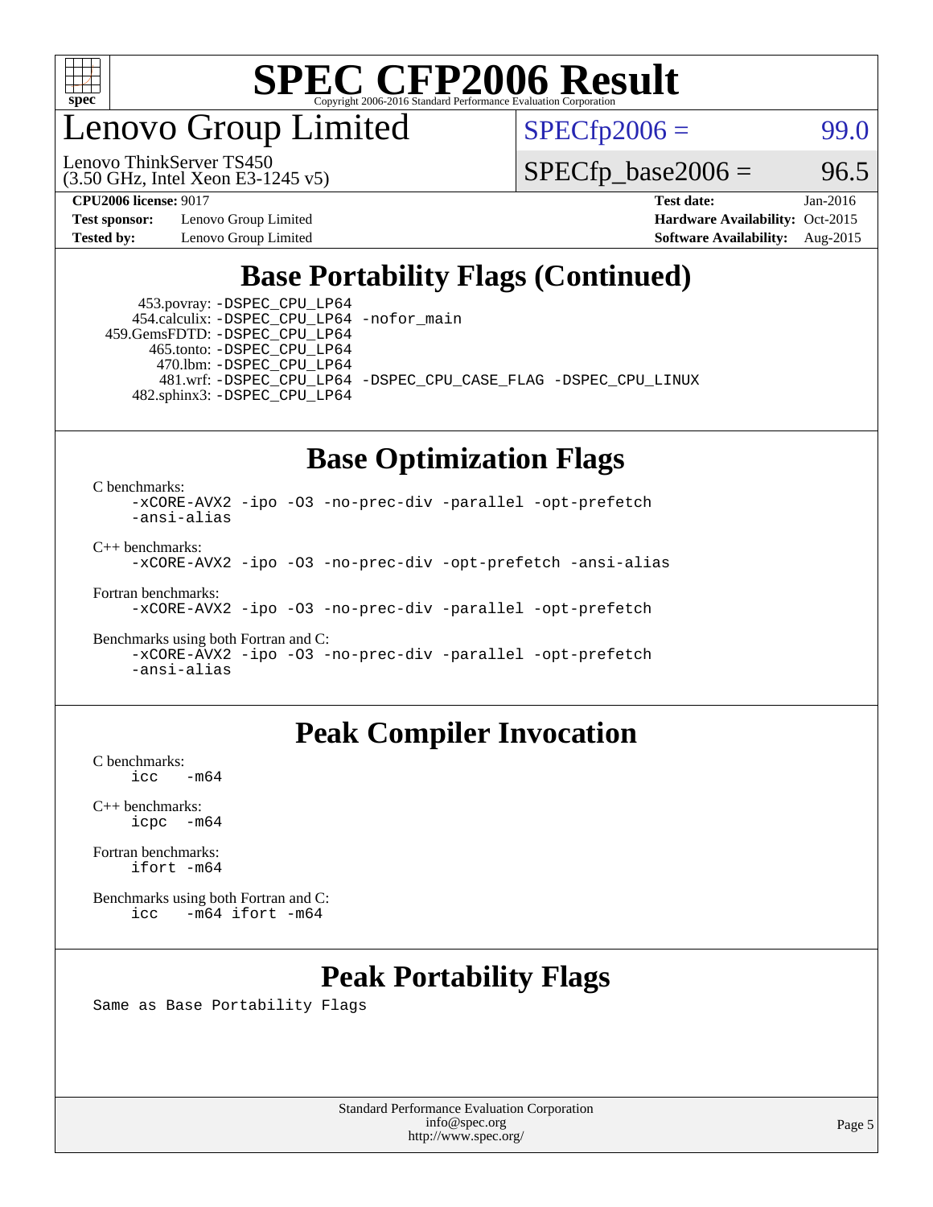# SPEC CFP2006 Result

Copyright 2006-2016 Standard Performance Evaluation Corporation

## Lenovo Group Limited

Lenovo ThinkServer TS450
(3.50 GHz, Intel Xeon E3-1245 v5)

SPECfp2006 = 99.0

SPECfp_base2006 = 96.5

| | | | |
|---|---|---|---|
| **CPU2006 license:** 9017 | | **Test date:** | Jan-2016 |
| **Test sponsor:** | Lenovo Group Limited | **Hardware Availability:** | Oct-2015 |
| **Tested by:** | Lenovo Group Limited | **Software Availability:** | Aug-2015 |

## Base Portability Flags (Continued)

```
  453.povray: -DSPEC_CPU_LP64
 454.calculix: -DSPEC_CPU_LP64 -nofor_main
459.GemsFDTD: -DSPEC_CPU_LP64
   465.tonto: -DSPEC_CPU_LP64
     470.lbm: -DSPEC_CPU_LP64
     481.wrf: -DSPEC_CPU_LP64 -DSPEC_CPU_CASE_FLAG -DSPEC_CPU_LINUX
 482.sphinx3: -DSPEC_CPU_LP64
```

## Base Optimization Flags

C benchmarks:
```
-xCORE-AVX2 -ipo -O3 -no-prec-div -parallel -opt-prefetch
-ansi-alias
```

C++ benchmarks:
```
-xCORE-AVX2 -ipo -O3 -no-prec-div -opt-prefetch -ansi-alias
```

Fortran benchmarks:
```
-xCORE-AVX2 -ipo -O3 -no-prec-div -parallel -opt-prefetch
```

Benchmarks using both Fortran and C:
```
-xCORE-AVX2 -ipo -O3 -no-prec-div -parallel -opt-prefetch
-ansi-alias
```

## Peak Compiler Invocation

C benchmarks:
```
icc   -m64
```

C++ benchmarks:
```
icpc  -m64
```

Fortran benchmarks:
```
ifort -m64
```

Benchmarks using both Fortran and C:
```
icc   -m64 ifort -m64
```

## Peak Portability Flags

Same as Base Portability Flags

Standard Performance Evaluation Corporation
info@spec.org
http://www.spec.org/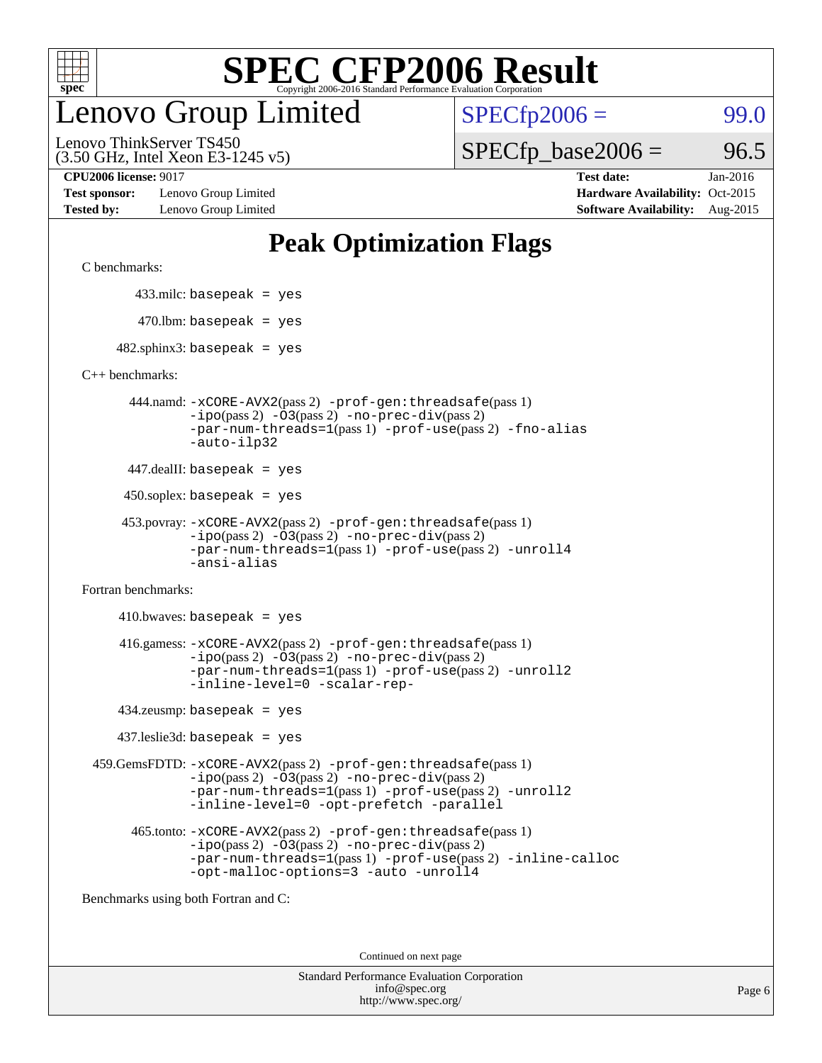# Peak Optimization Flags

C benchmarks:

433.milc: basepeak = yes

470.lbm: basepeak = yes

482.sphinx3: basepeak = yes

C++ benchmarks:

444.namd: -xCORE-AVX2(pass 2) -prof-gen:threadsafe(pass 1) -ipo(pass 2) -O3(pass 2) -no-prec-div(pass 2) -par-num-threads=1(pass 1) -prof-use(pass 2) -fno-alias -auto-ilp32

447.dealII: basepeak = yes

450.soplex: basepeak = yes

453.povray: -xCORE-AVX2(pass 2) -prof-gen:threadsafe(pass 1) -ipo(pass 2) -O3(pass 2) -no-prec-div(pass 2) -par-num-threads=1(pass 1) -prof-use(pass 2) -unroll4 -ansi-alias

Fortran benchmarks:

410.bwaves: basepeak = yes

416.gamess: -xCORE-AVX2(pass 2) -prof-gen:threadsafe(pass 1) -ipo(pass 2) -O3(pass 2) -no-prec-div(pass 2) -par-num-threads=1(pass 1) -prof-use(pass 2) -unroll2 -inline-level=0 -scalar-rep-

434.zeusmp: basepeak = yes

437.leslie3d: basepeak = yes

459.GemsFDTD: -xCORE-AVX2(pass 2) -prof-gen:threadsafe(pass 1) -ipo(pass 2) -O3(pass 2) -no-prec-div(pass 2) -par-num-threads=1(pass 1) -prof-use(pass 2) -unroll2 -inline-level=0 -opt-prefetch -parallel

465.tonto: -xCORE-AVX2(pass 2) -prof-gen:threadsafe(pass 1) -ipo(pass 2) -O3(pass 2) -no-prec-div(pass 2) -par-num-threads=1(pass 1) -prof-use(pass 2) -inline-calloc -opt-malloc-options=3 -auto -unroll4

Benchmarks using both Fortran and C:

Continued on next page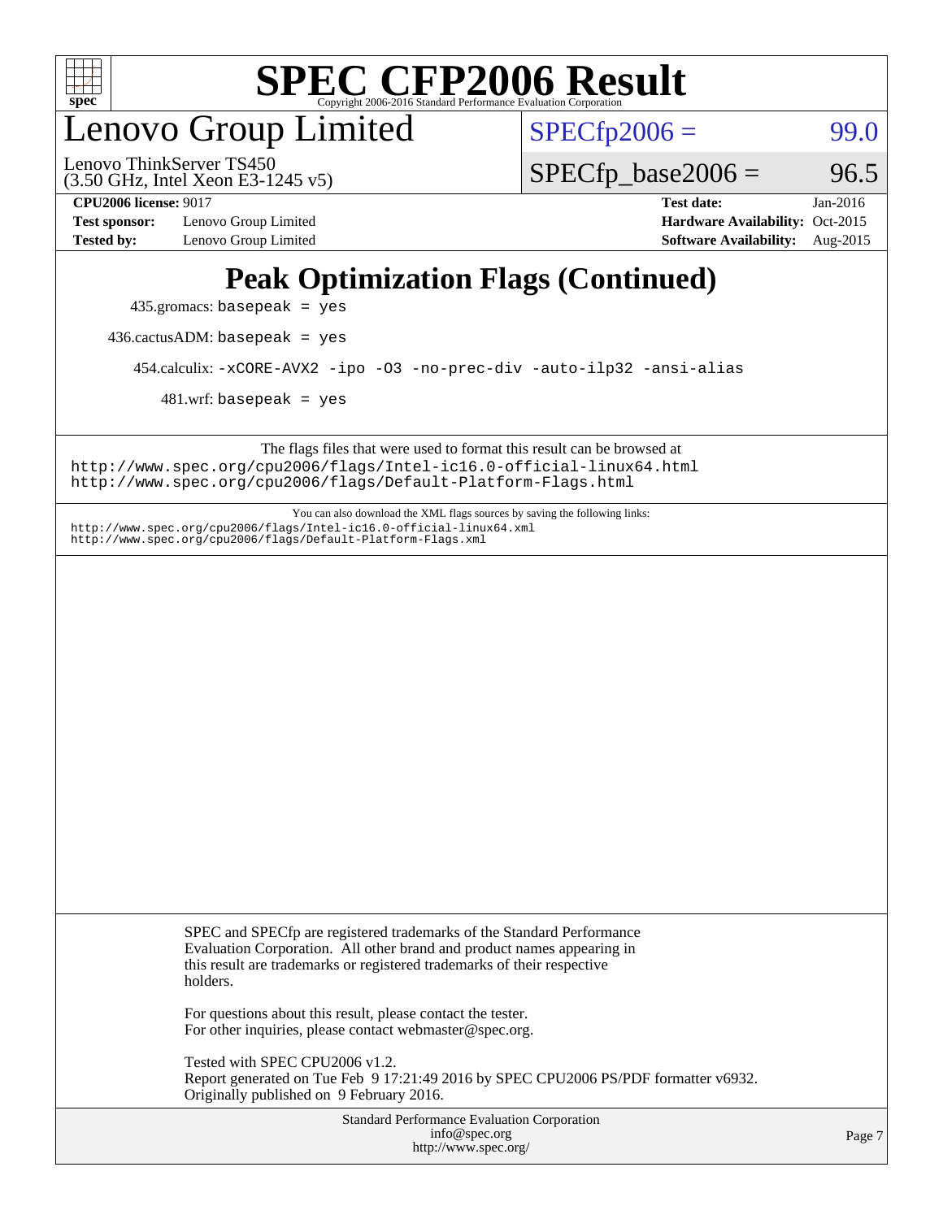# Peak Optimization Flags (Continued)

435.gromacs: `basepeak = yes`

436.cactusADM: `basepeak = yes`

454.calculix: `-xCORE-AVX2 -ipo -O3 -no-prec-div -auto-ilp32 -ansi-alias`

481.wrf: `basepeak = yes`

The flags files that were used to format this result can be browsed at
http://www.spec.org/cpu2006/flags/Intel-ic16.0-official-linux64.html
http://www.spec.org/cpu2006/flags/Default-Platform-Flags.html

You can also download the XML flags sources by saving the following links:
http://www.spec.org/cpu2006/flags/Intel-ic16.0-official-linux64.xml
http://www.spec.org/cpu2006/flags/Default-Platform-Flags.xml

SPEC and SPECfp are registered trademarks of the Standard Performance Evaluation Corporation. All other brand and product names appearing in this result are trademarks or registered trademarks of their respective holders.

For questions about this result, please contact the tester.
For other inquiries, please contact webmaster@spec.org.

Tested with SPEC CPU2006 v1.2.
Report generated on Tue Feb 9 17:21:49 2016 by SPEC CPU2006 PS/PDF formatter v6932.
Originally published on 9 February 2016.